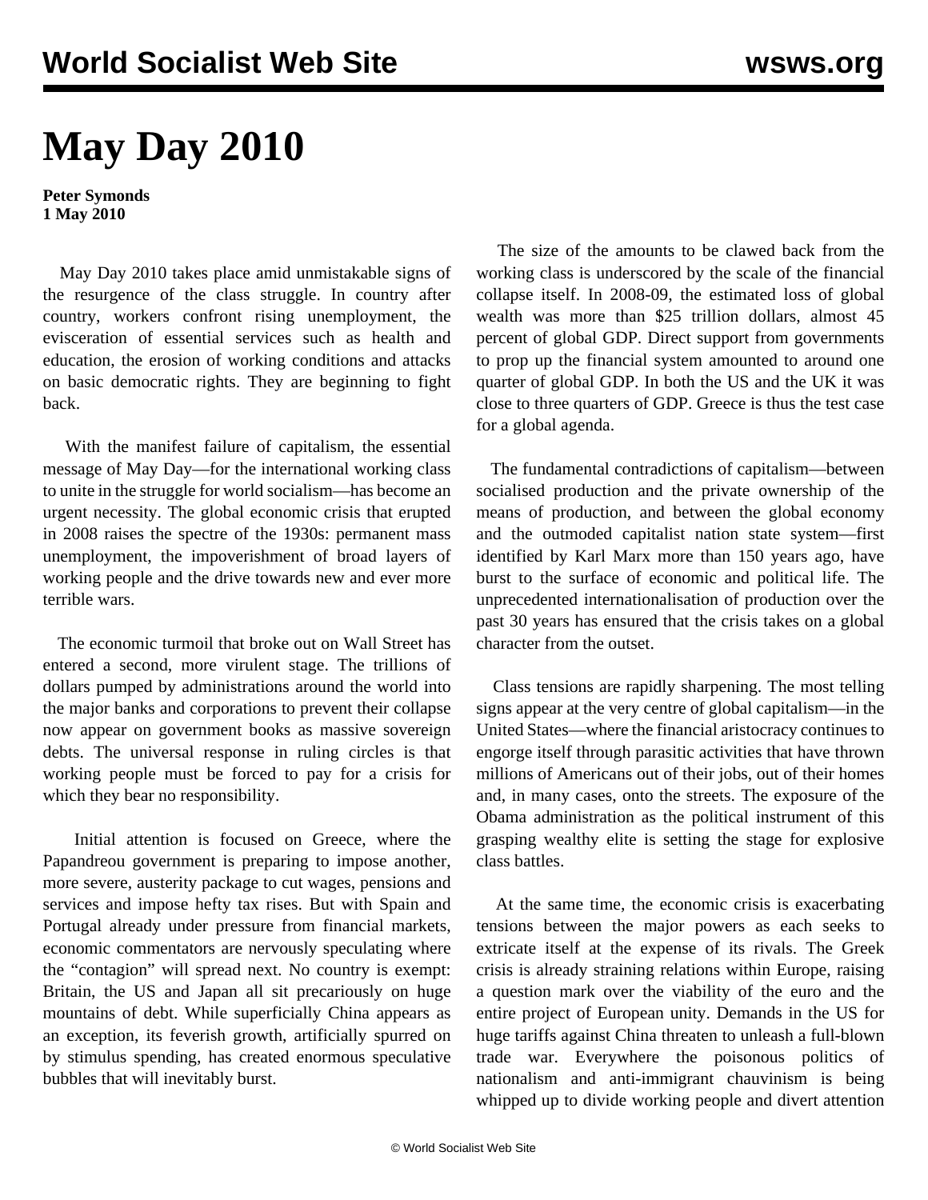# May Day 2010

**Peter Symonds**
**1 May 2010**

May Day 2010 takes place amid unmistakable signs of the resurgence of the class struggle. In country after country, workers confront rising unemployment, the evisceration of essential services such as health and education, the erosion of working conditions and attacks on basic democratic rights. They are beginning to fight back.

With the manifest failure of capitalism, the essential message of May Day—for the international working class to unite in the struggle for world socialism—has become an urgent necessity. The global economic crisis that erupted in 2008 raises the spectre of the 1930s: permanent mass unemployment, the impoverishment of broad layers of working people and the drive towards new and ever more terrible wars.

The economic turmoil that broke out on Wall Street has entered a second, more virulent stage. The trillions of dollars pumped by administrations around the world into the major banks and corporations to prevent their collapse now appear on government books as massive sovereign debts. The universal response in ruling circles is that working people must be forced to pay for a crisis for which they bear no responsibility.

Initial attention is focused on Greece, where the Papandreou government is preparing to impose another, more severe, austerity package to cut wages, pensions and services and impose hefty tax rises. But with Spain and Portugal already under pressure from financial markets, economic commentators are nervously speculating where the "contagion" will spread next. No country is exempt: Britain, the US and Japan all sit precariously on huge mountains of debt. While superficially China appears as an exception, its feverish growth, artificially spurred on by stimulus spending, has created enormous speculative bubbles that will inevitably burst.

The size of the amounts to be clawed back from the working class is underscored by the scale of the financial collapse itself. In 2008-09, the estimated loss of global wealth was more than $25 trillion dollars, almost 45 percent of global GDP. Direct support from governments to prop up the financial system amounted to around one quarter of global GDP. In both the US and the UK it was close to three quarters of GDP. Greece is thus the test case for a global agenda.

The fundamental contradictions of capitalism—between socialised production and the private ownership of the means of production, and between the global economy and the outmoded capitalist nation state system—first identified by Karl Marx more than 150 years ago, have burst to the surface of economic and political life. The unprecedented internationalisation of production over the past 30 years has ensured that the crisis takes on a global character from the outset.

Class tensions are rapidly sharpening. The most telling signs appear at the very centre of global capitalism—in the United States—where the financial aristocracy continues to engorge itself through parasitic activities that have thrown millions of Americans out of their jobs, out of their homes and, in many cases, onto the streets. The exposure of the Obama administration as the political instrument of this grasping wealthy elite is setting the stage for explosive class battles.

At the same time, the economic crisis is exacerbating tensions between the major powers as each seeks to extricate itself at the expense of its rivals. The Greek crisis is already straining relations within Europe, raising a question mark over the viability of the euro and the entire project of European unity. Demands in the US for huge tariffs against China threaten to unleash a full-blown trade war. Everywhere the poisonous politics of nationalism and anti-immigrant chauvinism is being whipped up to divide working people and divert attention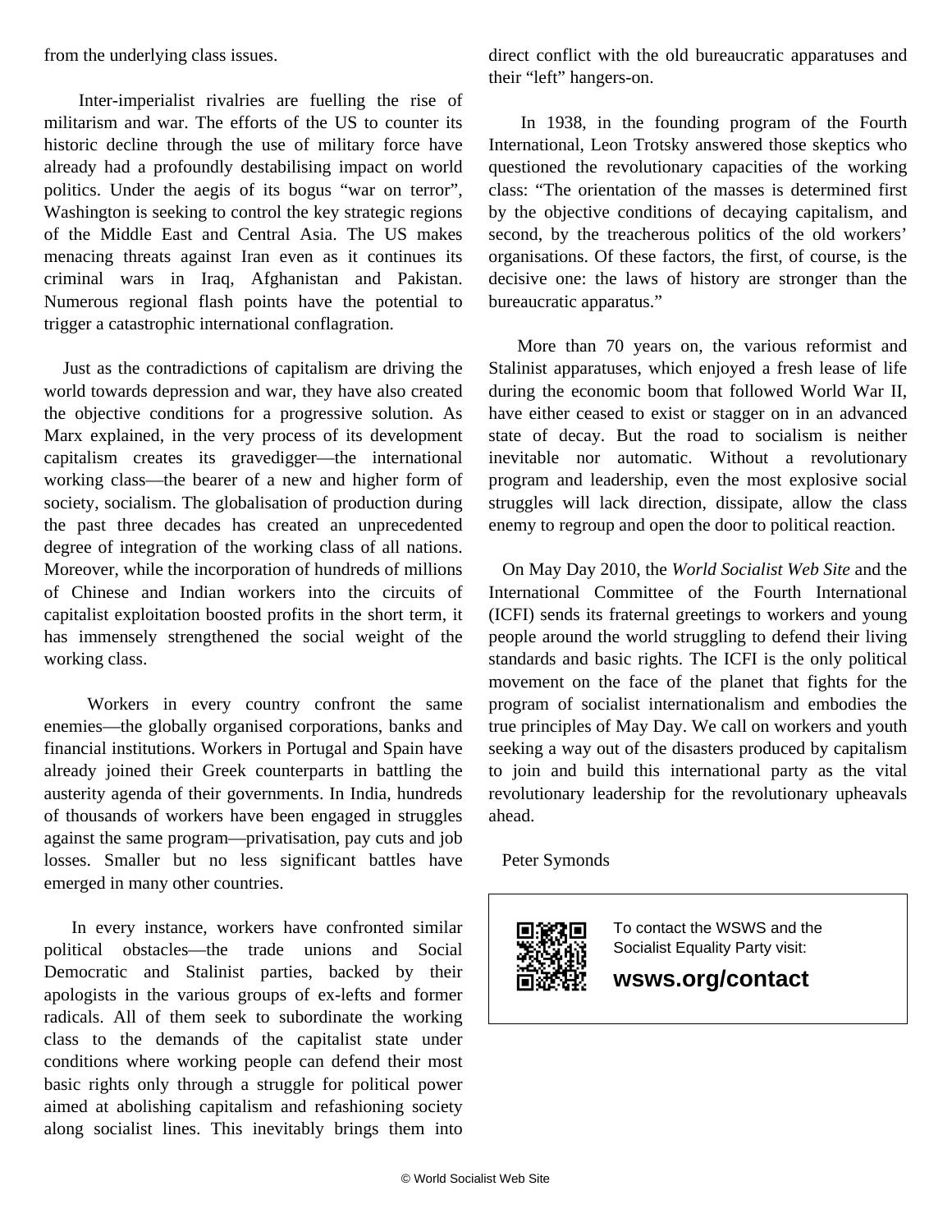from the underlying class issues.

Inter-imperialist rivalries are fuelling the rise of militarism and war. The efforts of the US to counter its historic decline through the use of military force have already had a profoundly destabilising impact on world politics. Under the aegis of its bogus "war on terror", Washington is seeking to control the key strategic regions of the Middle East and Central Asia. The US makes menacing threats against Iran even as it continues its criminal wars in Iraq, Afghanistan and Pakistan. Numerous regional flash points have the potential to trigger a catastrophic international conflagration.

Just as the contradictions of capitalism are driving the world towards depression and war, they have also created the objective conditions for a progressive solution. As Marx explained, in the very process of its development capitalism creates its gravedigger—the international working class—the bearer of a new and higher form of society, socialism. The globalisation of production during the past three decades has created an unprecedented degree of integration of the working class of all nations. Moreover, while the incorporation of hundreds of millions of Chinese and Indian workers into the circuits of capitalist exploitation boosted profits in the short term, it has immensely strengthened the social weight of the working class.

Workers in every country confront the same enemies—the globally organised corporations, banks and financial institutions. Workers in Portugal and Spain have already joined their Greek counterparts in battling the austerity agenda of their governments. In India, hundreds of thousands of workers have been engaged in struggles against the same program—privatisation, pay cuts and job losses. Smaller but no less significant battles have emerged in many other countries.

In every instance, workers have confronted similar political obstacles—the trade unions and Social Democratic and Stalinist parties, backed by their apologists in the various groups of ex-lefts and former radicals. All of them seek to subordinate the working class to the demands of the capitalist state under conditions where working people can defend their most basic rights only through a struggle for political power aimed at abolishing capitalism and refashioning society along socialist lines. This inevitably brings them into direct conflict with the old bureaucratic apparatuses and their "left" hangers-on.

In 1938, in the founding program of the Fourth International, Leon Trotsky answered those skeptics who questioned the revolutionary capacities of the working class: "The orientation of the masses is determined first by the objective conditions of decaying capitalism, and second, by the treacherous politics of the old workers' organisations. Of these factors, the first, of course, is the decisive one: the laws of history are stronger than the bureaucratic apparatus."

More than 70 years on, the various reformist and Stalinist apparatuses, which enjoyed a fresh lease of life during the economic boom that followed World War II, have either ceased to exist or stagger on in an advanced state of decay. But the road to socialism is neither inevitable nor automatic. Without a revolutionary program and leadership, even the most explosive social struggles will lack direction, dissipate, allow the class enemy to regroup and open the door to political reaction.

On May Day 2010, the *World Socialist Web Site* and the International Committee of the Fourth International (ICFI) sends its fraternal greetings to workers and young people around the world struggling to defend their living standards and basic rights. The ICFI is the only political movement on the face of the planet that fights for the program of socialist internationalism and embodies the true principles of May Day. We call on workers and youth seeking a way out of the disasters produced by capitalism to join and build this international party as the vital revolutionary leadership for the revolutionary upheavals ahead.

Peter Symonds

To contact the WSWS and the Socialist Equality Party visit:

**wsws.org/contact**